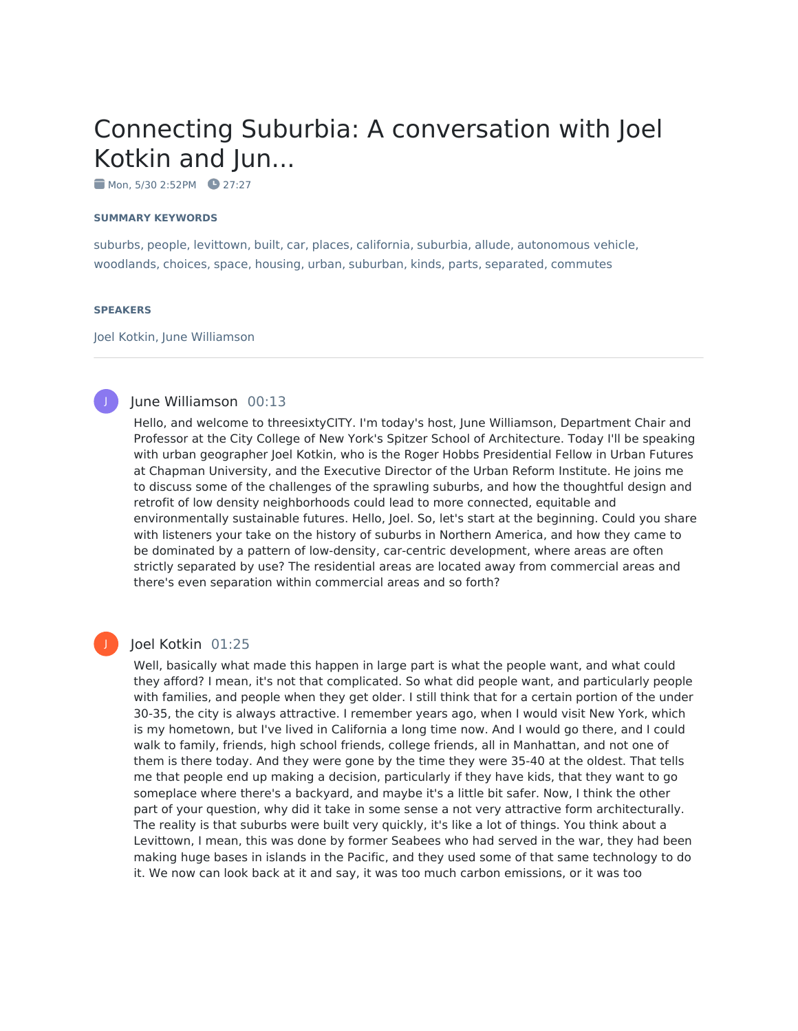# Connecting Suburbia: A conversation with Joel Kotkin and Jun...

Mon, 5/30 2:52PM  27:27

### SUMMARY KEYWORDS

suburbs, people, levittown, built, car, places, california, suburbia, allude, autonomous vehicle, woodlands, choices, space, housing, urban, suburban, kinds, parts, separated, commutes

### SPEAKERS

Joel Kotkin, June Williamson

---

**June Williamson** 00:13

Hello, and welcome to threesixtyCITY. I'm today's host, June Williamson, Department Chair and Professor at the City College of New York's Spitzer School of Architecture. Today I'll be speaking with urban geographer Joel Kotkin, who is the Roger Hobbs Presidential Fellow in Urban Futures at Chapman University, and the Executive Director of the Urban Reform Institute. He joins me to discuss some of the challenges of the sprawling suburbs, and how the thoughtful design and retrofit of low density neighborhoods could lead to more connected, equitable and environmentally sustainable futures. Hello, Joel. So, let's start at the beginning. Could you share with listeners your take on the history of suburbs in Northern America, and how they came to be dominated by a pattern of low-density, car-centric development, where areas are often strictly separated by use? The residential areas are located away from commercial areas and there's even separation within commercial areas and so forth?

**Joel Kotkin** 01:25

Well, basically what made this happen in large part is what the people want, and what could they afford? I mean, it's not that complicated. So what did people want, and particularly people with families, and people when they get older. I still think that for a certain portion of the under 30-35, the city is always attractive. I remember years ago, when I would visit New York, which is my hometown, but I've lived in California a long time now. And I would go there, and I could walk to family, friends, high school friends, college friends, all in Manhattan, and not one of them is there today. And they were gone by the time they were 35-40 at the oldest. That tells me that people end up making a decision, particularly if they have kids, that they want to go someplace where there's a backyard, and maybe it's a little bit safer. Now, I think the other part of your question, why did it take in some sense a not very attractive form architecturally. The reality is that suburbs were built very quickly, it's like a lot of things. You think about a Levittown, I mean, this was done by former Seabees who had served in the war, they had been making huge bases in islands in the Pacific, and they used some of that same technology to do it. We now can look back at it and say, it was too much carbon emissions, or it was too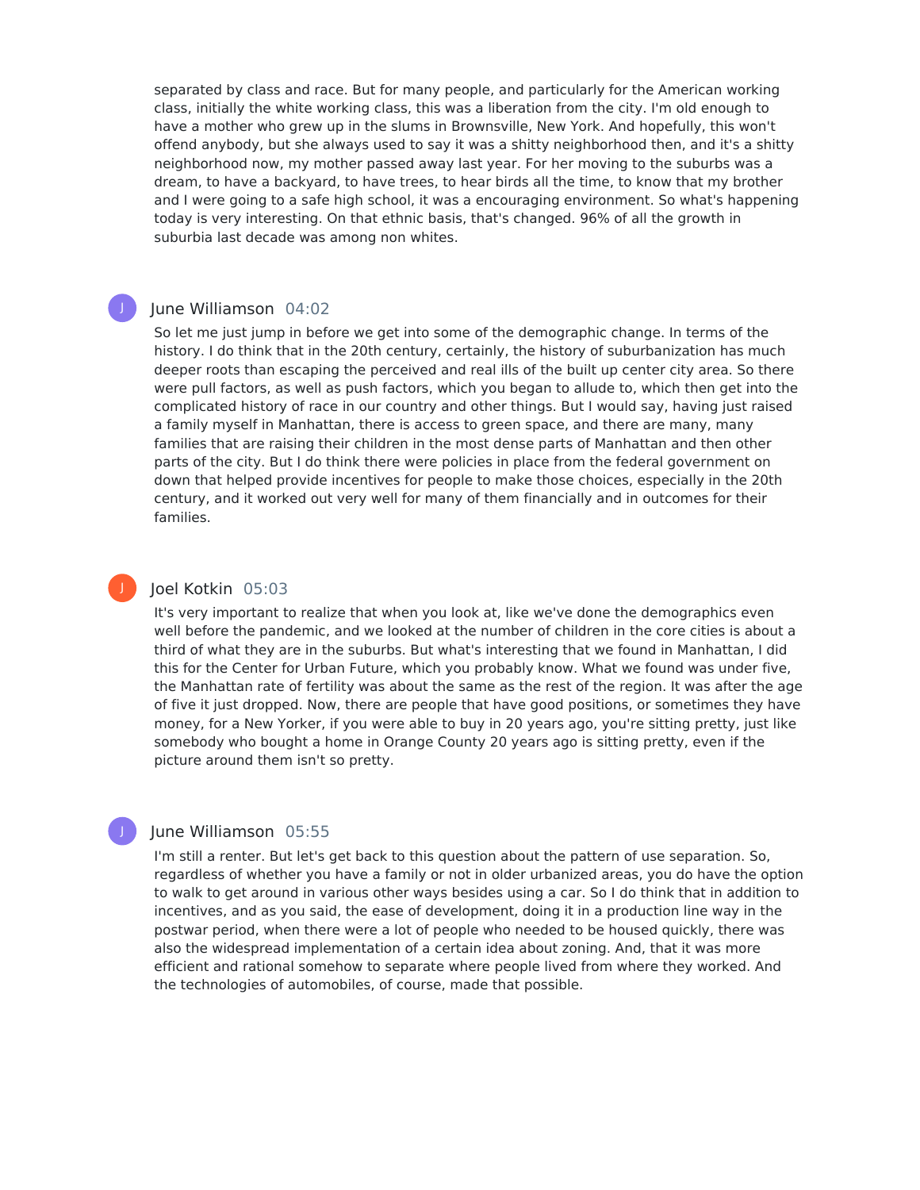separated by class and race. But for many people, and particularly for the American working class, initially the white working class, this was a liberation from the city. I'm old enough to have a mother who grew up in the slums in Brownsville, New York. And hopefully, this won't offend anybody, but she always used to say it was a shitty neighborhood then, and it's a shitty neighborhood now, my mother passed away last year. For her moving to the suburbs was a dream, to have a backyard, to have trees, to hear birds all the time, to know that my brother and I were going to a safe high school, it was a encouraging environment. So what's happening today is very interesting. On that ethnic basis, that's changed. 96% of all the growth in suburbia last decade was among non whites.

**June Williamson** 04:02

So let me just jump in before we get into some of the demographic change. In terms of the history. I do think that in the 20th century, certainly, the history of suburbanization has much deeper roots than escaping the perceived and real ills of the built up center city area. So there were pull factors, as well as push factors, which you began to allude to, which then get into the complicated history of race in our country and other things. But I would say, having just raised a family myself in Manhattan, there is access to green space, and there are many, many families that are raising their children in the most dense parts of Manhattan and then other parts of the city. But I do think there were policies in place from the federal government on down that helped provide incentives for people to make those choices, especially in the 20th century, and it worked out very well for many of them financially and in outcomes for their families.

**Joel Kotkin** 05:03

It's very important to realize that when you look at, like we've done the demographics even well before the pandemic, and we looked at the number of children in the core cities is about a third of what they are in the suburbs. But what's interesting that we found in Manhattan, I did this for the Center for Urban Future, which you probably know. What we found was under five, the Manhattan rate of fertility was about the same as the rest of the region. It was after the age of five it just dropped. Now, there are people that have good positions, or sometimes they have money, for a New Yorker, if you were able to buy in 20 years ago, you're sitting pretty, just like somebody who bought a home in Orange County 20 years ago is sitting pretty, even if the picture around them isn't so pretty.

**June Williamson** 05:55

I'm still a renter. But let's get back to this question about the pattern of use separation. So, regardless of whether you have a family or not in older urbanized areas, you do have the option to walk to get around in various other ways besides using a car. So I do think that in addition to incentives, and as you said, the ease of development, doing it in a production line way in the postwar period, when there were a lot of people who needed to be housed quickly, there was also the widespread implementation of a certain idea about zoning. And, that it was more efficient and rational somehow to separate where people lived from where they worked. And the technologies of automobiles, of course, made that possible.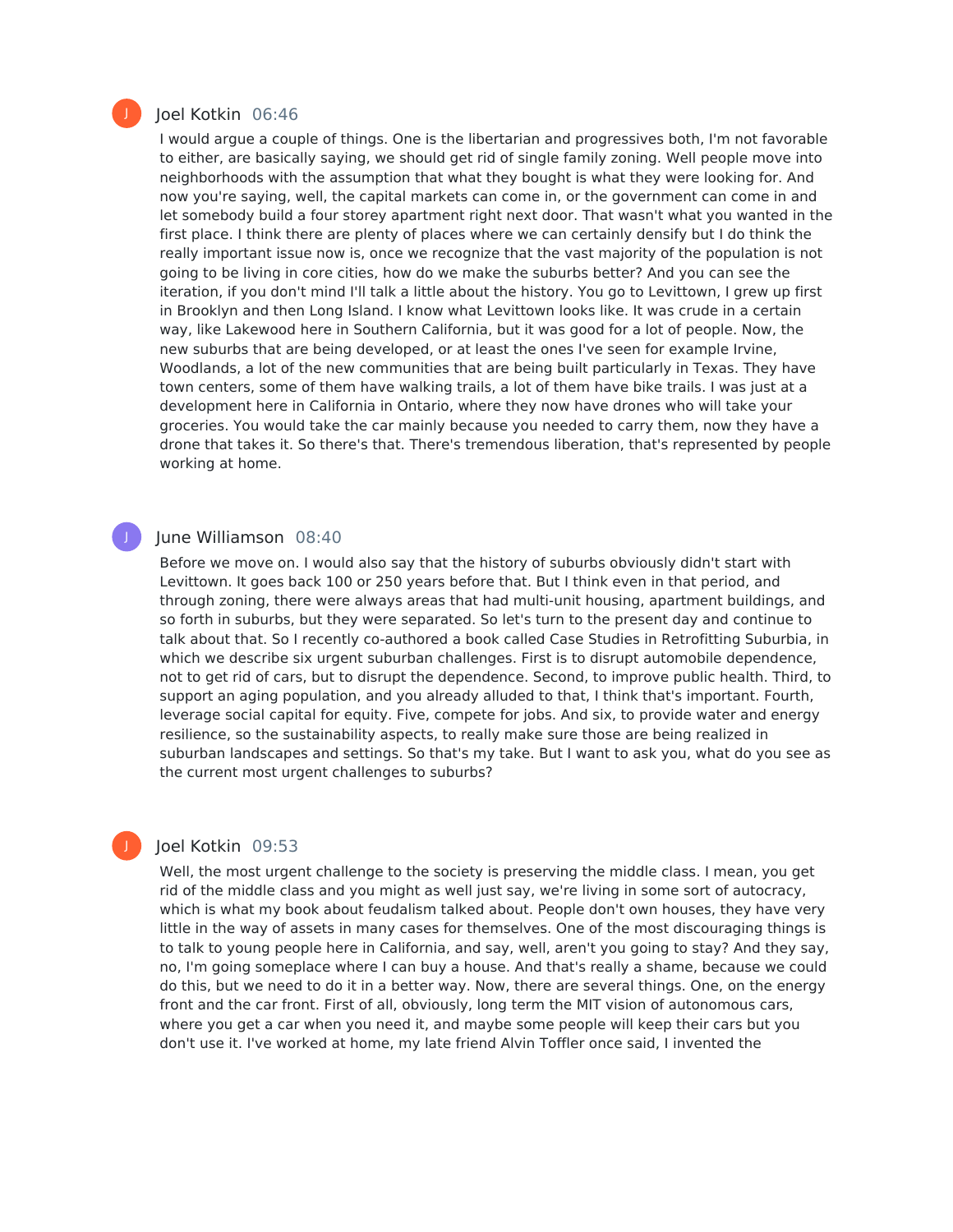**Joel Kotkin** 06:46

I would argue a couple of things. One is the libertarian and progressives both, I'm not favorable to either, are basically saying, we should get rid of single family zoning. Well people move into neighborhoods with the assumption that what they bought is what they were looking for. And now you're saying, well, the capital markets can come in, or the government can come in and let somebody build a four storey apartment right next door. That wasn't what you wanted in the first place. I think there are plenty of places where we can certainly densify but I do think the really important issue now is, once we recognize that the vast majority of the population is not going to be living in core cities, how do we make the suburbs better? And you can see the iteration, if you don't mind I'll talk a little about the history. You go to Levittown, I grew up first in Brooklyn and then Long Island. I know what Levittown looks like. It was crude in a certain way, like Lakewood here in Southern California, but it was good for a lot of people. Now, the new suburbs that are being developed, or at least the ones I've seen for example Irvine, Woodlands, a lot of the new communities that are being built particularly in Texas. They have town centers, some of them have walking trails, a lot of them have bike trails. I was just at a development here in California in Ontario, where they now have drones who will take your groceries. You would take the car mainly because you needed to carry them, now they have a drone that takes it. So there's that. There's tremendous liberation, that's represented by people working at home.

**June Williamson** 08:40

Before we move on. I would also say that the history of suburbs obviously didn't start with Levittown. It goes back 100 or 250 years before that. But I think even in that period, and through zoning, there were always areas that had multi-unit housing, apartment buildings, and so forth in suburbs, but they were separated. So let's turn to the present day and continue to talk about that. So I recently co-authored a book called Case Studies in Retrofitting Suburbia, in which we describe six urgent suburban challenges. First is to disrupt automobile dependence, not to get rid of cars, but to disrupt the dependence. Second, to improve public health. Third, to support an aging population, and you already alluded to that, I think that's important. Fourth, leverage social capital for equity. Five, compete for jobs. And six, to provide water and energy resilience, so the sustainability aspects, to really make sure those are being realized in suburban landscapes and settings. So that's my take. But I want to ask you, what do you see as the current most urgent challenges to suburbs?

**Joel Kotkin** 09:53

Well, the most urgent challenge to the society is preserving the middle class. I mean, you get rid of the middle class and you might as well just say, we're living in some sort of autocracy, which is what my book about feudalism talked about. People don't own houses, they have very little in the way of assets in many cases for themselves. One of the most discouraging things is to talk to young people here in California, and say, well, aren't you going to stay? And they say, no, I'm going someplace where I can buy a house. And that's really a shame, because we could do this, but we need to do it in a better way. Now, there are several things. One, on the energy front and the car front. First of all, obviously, long term the MIT vision of autonomous cars, where you get a car when you need it, and maybe some people will keep their cars but you don't use it. I've worked at home, my late friend Alvin Toffler once said, I invented the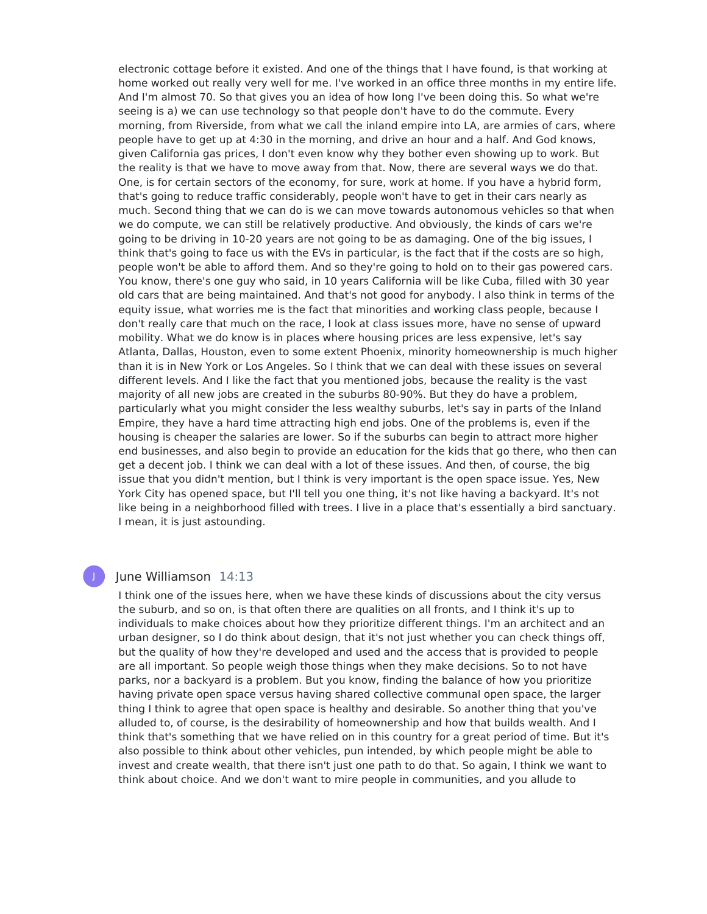electronic cottage before it existed. And one of the things that I have found, is that working at home worked out really very well for me. I've worked in an office three months in my entire life. And I'm almost 70. So that gives you an idea of how long I've been doing this. So what we're seeing is a) we can use technology so that people don't have to do the commute. Every morning, from Riverside, from what we call the inland empire into LA, are armies of cars, where people have to get up at 4:30 in the morning, and drive an hour and a half. And God knows, given California gas prices, I don't even know why they bother even showing up to work. But the reality is that we have to move away from that. Now, there are several ways we do that. One, is for certain sectors of the economy, for sure, work at home. If you have a hybrid form, that's going to reduce traffic considerably, people won't have to get in their cars nearly as much. Second thing that we can do is we can move towards autonomous vehicles so that when we do compute, we can still be relatively productive. And obviously, the kinds of cars we're going to be driving in 10-20 years are not going to be as damaging. One of the big issues, I think that's going to face us with the EVs in particular, is the fact that if the costs are so high, people won't be able to afford them. And so they're going to hold on to their gas powered cars. You know, there's one guy who said, in 10 years California will be like Cuba, filled with 30 year old cars that are being maintained. And that's not good for anybody. I also think in terms of the equity issue, what worries me is the fact that minorities and working class people, because I don't really care that much on the race, I look at class issues more, have no sense of upward mobility. What we do know is in places where housing prices are less expensive, let's say Atlanta, Dallas, Houston, even to some extent Phoenix, minority homeownership is much higher than it is in New York or Los Angeles. So I think that we can deal with these issues on several different levels. And I like the fact that you mentioned jobs, because the reality is the vast majority of all new jobs are created in the suburbs 80-90%. But they do have a problem, particularly what you might consider the less wealthy suburbs, let's say in parts of the Inland Empire, they have a hard time attracting high end jobs. One of the problems is, even if the housing is cheaper the salaries are lower. So if the suburbs can begin to attract more higher end businesses, and also begin to provide an education for the kids that go there, who then can get a decent job. I think we can deal with a lot of these issues. And then, of course, the big issue that you didn't mention, but I think is very important is the open space issue. Yes, New York City has opened space, but I'll tell you one thing, it's not like having a backyard. It's not like being in a neighborhood filled with trees. I live in a place that's essentially a bird sanctuary. I mean, it is just astounding.

**June Williamson** 14:13

I think one of the issues here, when we have these kinds of discussions about the city versus the suburb, and so on, is that often there are qualities on all fronts, and I think it's up to individuals to make choices about how they prioritize different things. I'm an architect and an urban designer, so I do think about design, that it's not just whether you can check things off, but the quality of how they're developed and used and the access that is provided to people are all important. So people weigh those things when they make decisions. So to not have parks, nor a backyard is a problem. But you know, finding the balance of how you prioritize having private open space versus having shared collective communal open space, the larger thing I think to agree that open space is healthy and desirable. So another thing that you've alluded to, of course, is the desirability of homeownership and how that builds wealth. And I think that's something that we have relied on in this country for a great period of time. But it's also possible to think about other vehicles, pun intended, by which people might be able to invest and create wealth, that there isn't just one path to do that. So again, I think we want to think about choice. And we don't want to mire people in communities, and you allude to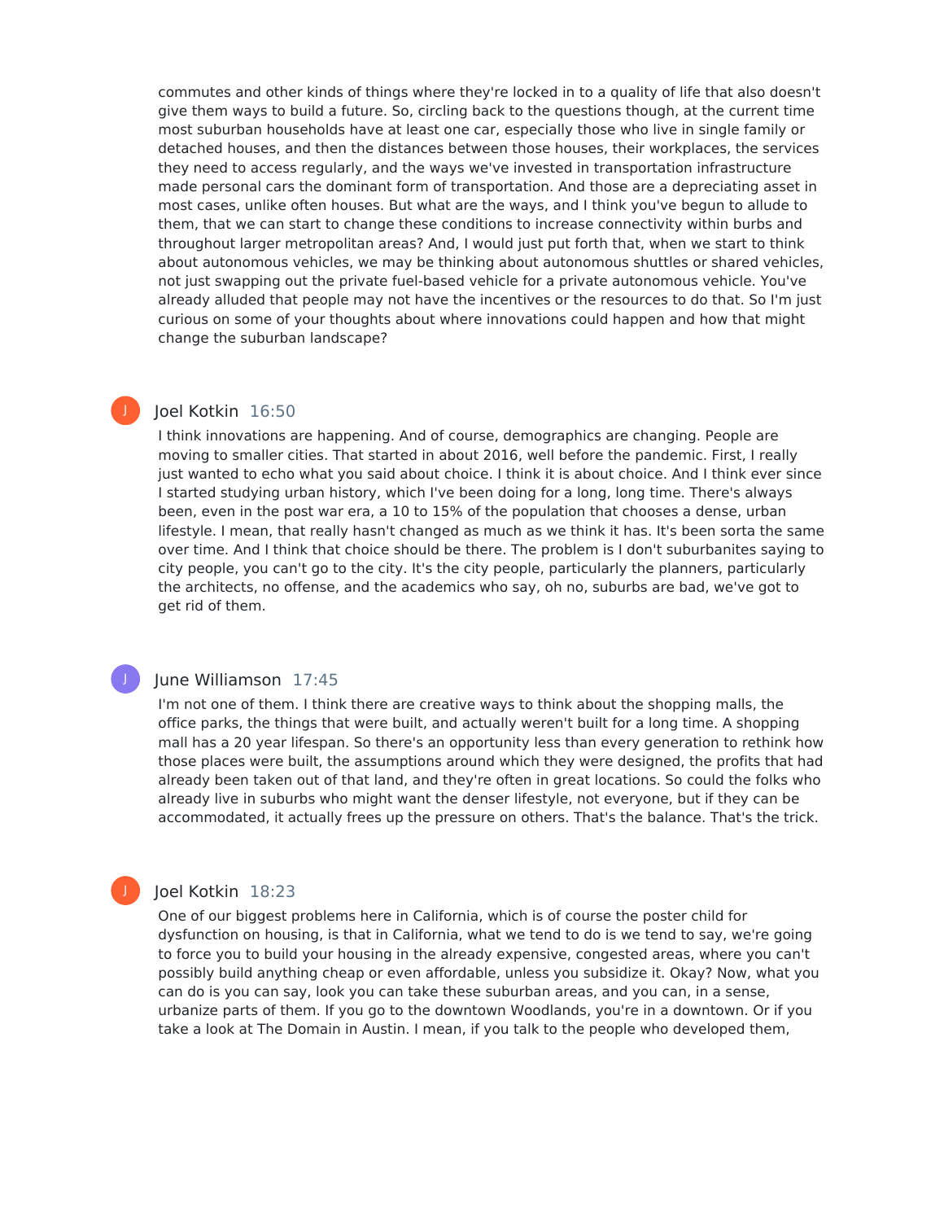commutes and other kinds of things where they're locked in to a quality of life that also doesn't give them ways to build a future. So, circling back to the questions though, at the current time most suburban households have at least one car, especially those who live in single family or detached houses, and then the distances between those houses, their workplaces, the services they need to access regularly, and the ways we've invested in transportation infrastructure made personal cars the dominant form of transportation. And those are a depreciating asset in most cases, unlike often houses. But what are the ways, and I think you've begun to allude to them, that we can start to change these conditions to increase connectivity within burbs and throughout larger metropolitan areas? And, I would just put forth that, when we start to think about autonomous vehicles, we may be thinking about autonomous shuttles or shared vehicles, not just swapping out the private fuel-based vehicle for a private autonomous vehicle. You've already alluded that people may not have the incentives or the resources to do that. So I'm just curious on some of your thoughts about where innovations could happen and how that might change the suburban landscape?

**Joel Kotkin** 16:50

I think innovations are happening. And of course, demographics are changing. People are moving to smaller cities. That started in about 2016, well before the pandemic. First, I really just wanted to echo what you said about choice. I think it is about choice. And I think ever since I started studying urban history, which I've been doing for a long, long time. There's always been, even in the post war era, a 10 to 15% of the population that chooses a dense, urban lifestyle. I mean, that really hasn't changed as much as we think it has. It's been sorta the same over time. And I think that choice should be there. The problem is I don't suburbanites saying to city people, you can't go to the city. It's the city people, particularly the planners, particularly the architects, no offense, and the academics who say, oh no, suburbs are bad, we've got to get rid of them.

**June Williamson** 17:45

I'm not one of them. I think there are creative ways to think about the shopping malls, the office parks, the things that were built, and actually weren't built for a long time. A shopping mall has a 20 year lifespan. So there's an opportunity less than every generation to rethink how those places were built, the assumptions around which they were designed, the profits that had already been taken out of that land, and they're often in great locations. So could the folks who already live in suburbs who might want the denser lifestyle, not everyone, but if they can be accommodated, it actually frees up the pressure on others. That's the balance. That's the trick.

**Joel Kotkin** 18:23

One of our biggest problems here in California, which is of course the poster child for dysfunction on housing, is that in California, what we tend to do is we tend to say, we're going to force you to build your housing in the already expensive, congested areas, where you can't possibly build anything cheap or even affordable, unless you subsidize it. Okay? Now, what you can do is you can say, look you can take these suburban areas, and you can, in a sense, urbanize parts of them. If you go to the downtown Woodlands, you're in a downtown. Or if you take a look at The Domain in Austin. I mean, if you talk to the people who developed them,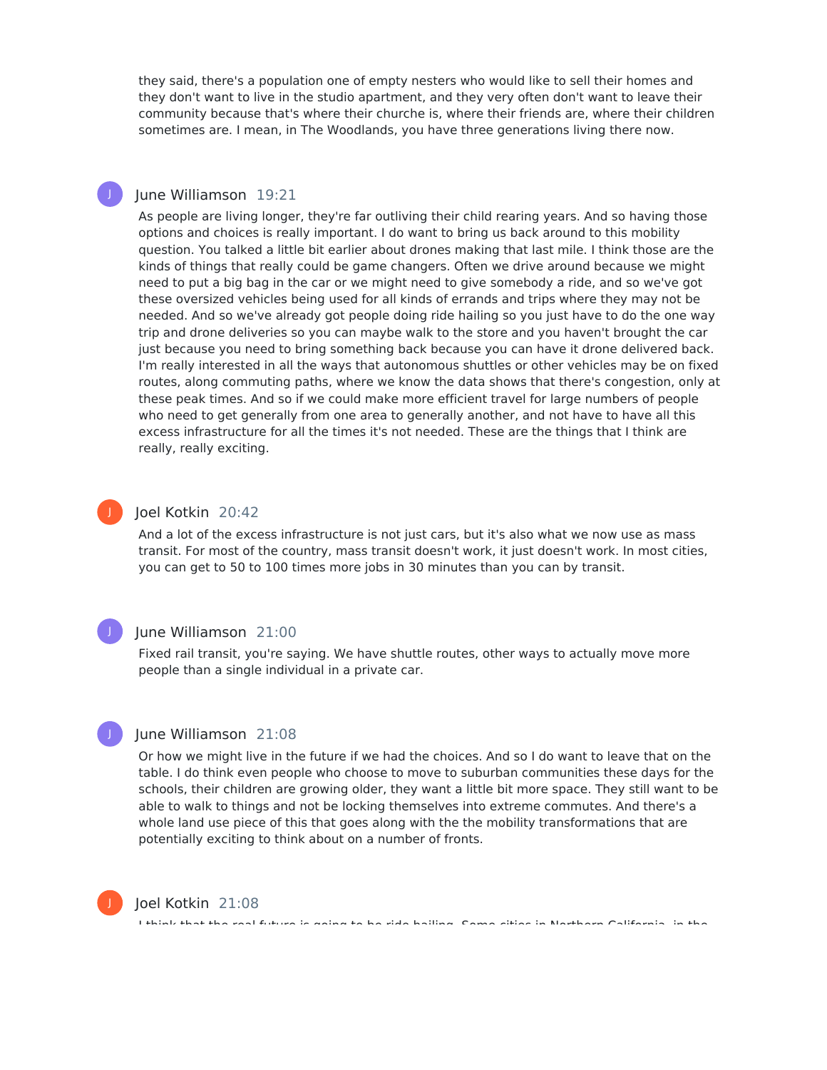they said, there's a population one of empty nesters who would like to sell their homes and they don't want to live in the studio apartment, and they very often don't want to leave their community because that's where their churche is, where their friends are, where their children sometimes are. I mean, in The Woodlands, you have three generations living there now.

**June Williamson** 19:21

As people are living longer, they're far outliving their child rearing years. And so having those options and choices is really important. I do want to bring us back around to this mobility question. You talked a little bit earlier about drones making that last mile. I think those are the kinds of things that really could be game changers. Often we drive around because we might need to put a big bag in the car or we might need to give somebody a ride, and so we've got these oversized vehicles being used for all kinds of errands and trips where they may not be needed. And so we've already got people doing ride hailing so you just have to do the one way trip and drone deliveries so you can maybe walk to the store and you haven't brought the car just because you need to bring something back because you can have it drone delivered back. I'm really interested in all the ways that autonomous shuttles or other vehicles may be on fixed routes, along commuting paths, where we know the data shows that there's congestion, only at these peak times. And so if we could make more efficient travel for large numbers of people who need to get generally from one area to generally another, and not have to have all this excess infrastructure for all the times it's not needed. These are the things that I think are really, really exciting.

**Joel Kotkin** 20:42

And a lot of the excess infrastructure is not just cars, but it's also what we now use as mass transit. For most of the country, mass transit doesn't work, it just doesn't work. In most cities, you can get to 50 to 100 times more jobs in 30 minutes than you can by transit.

**June Williamson** 21:00

Fixed rail transit, you're saying. We have shuttle routes, other ways to actually move more people than a single individual in a private car.

**June Williamson** 21:08

Or how we might live in the future if we had the choices. And so I do want to leave that on the table. I do think even people who choose to move to suburban communities these days for the schools, their children are growing older, they want a little bit more space. They still want to be able to walk to things and not be locking themselves into extreme commutes. And there's a whole land use piece of this that goes along with the the mobility transformations that are potentially exciting to think about on a number of fronts.

**Joel Kotkin** 21:08

I think that the real future is going to be ride hailing. Some cities in Northern California, in the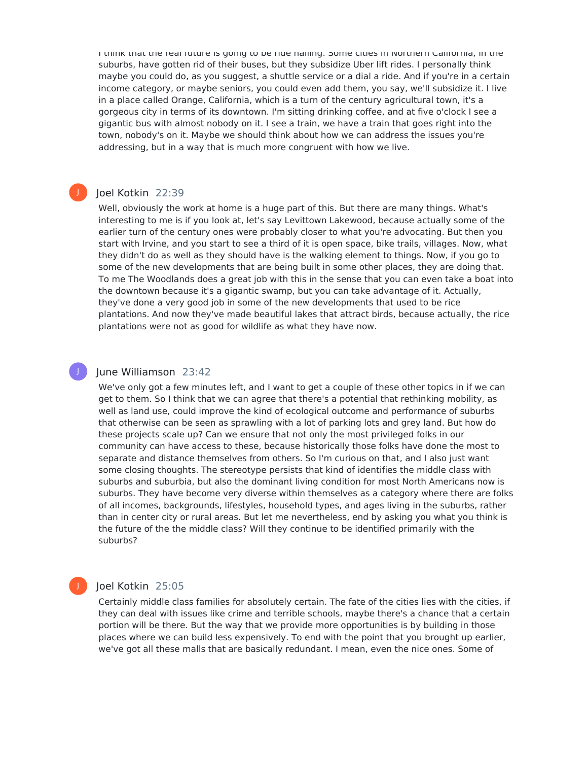I think that the real future is going to be ride hailing. Some cities in Northern California, in the suburbs, have gotten rid of their buses, but they subsidize Uber lift rides. I personally think maybe you could do, as you suggest, a shuttle service or a dial a ride. And if you're in a certain income category, or maybe seniors, you could even add them, you say, we'll subsidize it. I live in a place called Orange, California, which is a turn of the century agricultural town, it's a gorgeous city in terms of its downtown. I'm sitting drinking coffee, and at five o'clock I see a gigantic bus with almost nobody on it. I see a train, we have a train that goes right into the town, nobody's on it. Maybe we should think about how we can address the issues you're addressing, but in a way that is much more congruent with how we live.

**Joel Kotkin** 22:39

Well, obviously the work at home is a huge part of this. But there are many things. What's interesting to me is if you look at, let's say Levittown Lakewood, because actually some of the earlier turn of the century ones were probably closer to what you're advocating. But then you start with Irvine, and you start to see a third of it is open space, bike trails, villages. Now, what they didn't do as well as they should have is the walking element to things. Now, if you go to some of the new developments that are being built in some other places, they are doing that. To me The Woodlands does a great job with this in the sense that you can even take a boat into the downtown because it's a gigantic swamp, but you can take advantage of it. Actually, they've done a very good job in some of the new developments that used to be rice plantations. And now they've made beautiful lakes that attract birds, because actually, the rice plantations were not as good for wildlife as what they have now.

**June Williamson** 23:42

We've only got a few minutes left, and I want to get a couple of these other topics in if we can get to them. So I think that we can agree that there's a potential that rethinking mobility, as well as land use, could improve the kind of ecological outcome and performance of suburbs that otherwise can be seen as sprawling with a lot of parking lots and grey land. But how do these projects scale up? Can we ensure that not only the most privileged folks in our community can have access to these, because historically those folks have done the most to separate and distance themselves from others. So I'm curious on that, and I also just want some closing thoughts. The stereotype persists that kind of identifies the middle class with suburbs and suburbia, but also the dominant living condition for most North Americans now is suburbs. They have become very diverse within themselves as a category where there are folks of all incomes, backgrounds, lifestyles, household types, and ages living in the suburbs, rather than in center city or rural areas. But let me nevertheless, end by asking you what you think is the future of the the middle class? Will they continue to be identified primarily with the suburbs?

**Joel Kotkin** 25:05

Certainly middle class families for absolutely certain. The fate of the cities lies with the cities, if they can deal with issues like crime and terrible schools, maybe there's a chance that a certain portion will be there. But the way that we provide more opportunities is by building in those places where we can build less expensively. To end with the point that you brought up earlier, we've got all these malls that are basically redundant. I mean, even the nice ones. Some of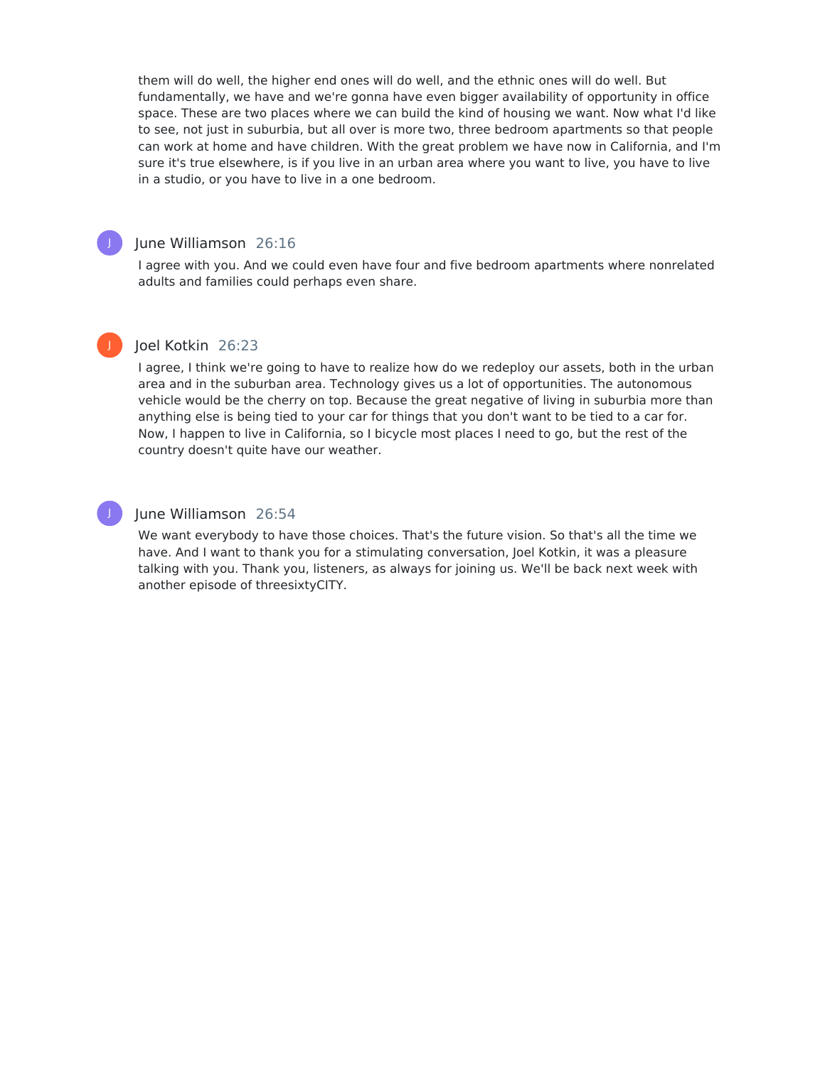them will do well, the higher end ones will do well, and the ethnic ones will do well. But fundamentally, we have and we're gonna have even bigger availability of opportunity in office space. These are two places where we can build the kind of housing we want. Now what I'd like to see, not just in suburbia, but all over is more two, three bedroom apartments so that people can work at home and have children. With the great problem we have now in California, and I'm sure it's true elsewhere, is if you live in an urban area where you want to live, you have to live in a studio, or you have to live in a one bedroom.

June Williamson 26:16

I agree with you. And we could even have four and five bedroom apartments where nonrelated adults and families could perhaps even share.

Joel Kotkin 26:23

I agree, I think we're going to have to realize how do we redeploy our assets, both in the urban area and in the suburban area. Technology gives us a lot of opportunities. The autonomous vehicle would be the cherry on top. Because the great negative of living in suburbia more than anything else is being tied to your car for things that you don't want to be tied to a car for. Now, I happen to live in California, so I bicycle most places I need to go, but the rest of the country doesn't quite have our weather.

June Williamson 26:54

We want everybody to have those choices. That's the future vision. So that's all the time we have. And I want to thank you for a stimulating conversation, Joel Kotkin, it was a pleasure talking with you. Thank you, listeners, as always for joining us. We'll be back next week with another episode of threesixtyCITY.